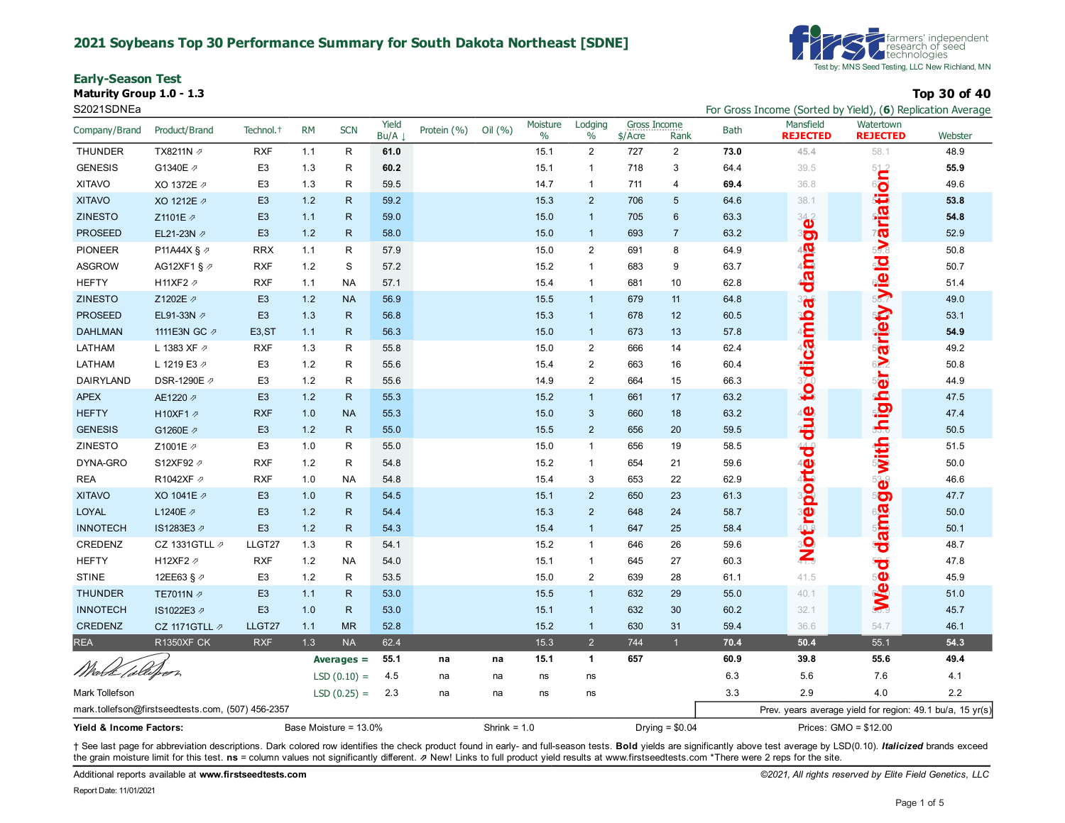## 2021 Soybeans Top 30 Performance Summary for South Dakota Northeast [SDNE]

first farmers' independent research of seed technologies
Test by: MNS Seed Testing, LLC New Richland, MN

### Early-Season Test

**Maturity Group 1.0 - 1.3**

**Top 30 of 40**

S2021SDNEa

For Gross Income (Sorted by Yield), (**6**) Replication Average

| Company/Brand | Product/Brand | Technol.† | RM | SCN | Yield Bu/A ↓ | Protein (%) | Oil (%) | Moisture % | Lodging % | Gross Income $/Acre | Gross Income Rank | Bath | Mansfield REJECTED | Watertown REJECTED | Webster |
|---|---|---|---|---|---|---|---|---|---|---|---|---|---|---|---|
| THUNDER | TX8211N ⇗ | RXF | 1.1 | R | **61.0** | | | 15.1 | 2 | 727 | 2 | **73.0** | 45.4 | 58.1 | 48.9 |
| GENESIS | G1340E ⇗ | E3 | 1.3 | R | **60.2** | | | 15.1 | 1 | 718 | 3 | 64.4 | 39.5 | 51.2 | **55.9** |
| XITAVO | XO 1372E ⇗ | E3 | 1.3 | R | 59.5 | | | 14.7 | 1 | 711 | 4 | **69.4** | 36.8 | | 49.6 |
| XITAVO | XO 1212E ⇗ | E3 | 1.2 | R | 59.2 | | | 15.3 | 2 | 706 | 5 | 64.6 | 38.1 | | **53.8** |
| ZINESTO | Z1101E ⇗ | E3 | 1.1 | R | 59.0 | | | 15.0 | 1 | 705 | 6 | 63.3 | 34.2 | | **54.8** |
| PROSEED | EL21-23N ⇗ | E3 | 1.2 | R | 58.0 | | | 15.0 | 1 | 693 | 7 | 63.2 | | | 52.9 |
| PIONEER | P11A44X § ⇗ | RRX | 1.1 | R | 57.9 | | | 15.0 | 2 | 691 | 8 | 64.9 | | | 50.8 |
| ASGROW | AG12XF1 § ⇗ | RXF | 1.2 | S | 57.2 | | | 15.2 | 1 | 683 | 9 | 63.7 | | | 50.7 |
| HEFTY | H11XF2 ⇗ | RXF | 1.1 | NA | 57.1 | | | 15.4 | 1 | 681 | 10 | 62.8 | | | 51.4 |
| ZINESTO | Z1202E ⇗ | E3 | 1.2 | NA | 56.9 | | | 15.5 | 1 | 679 | 11 | 64.8 | | | 49.0 |
| PROSEED | EL91-33N ⇗ | E3 | 1.3 | R | 56.8 | | | 15.3 | 1 | 678 | 12 | 60.5 | | | 53.1 |
| DAHLMAN | 1111E3N GC ⇗ | E3,ST | 1.1 | R | 56.3 | | | 15.0 | 1 | 673 | 13 | 57.8 | | | **54.9** |
| LATHAM | L 1383 XF ⇗ | RXF | 1.3 | R | 55.8 | | | 15.0 | 2 | 666 | 14 | 62.4 | | | 49.2 |
| LATHAM | L 1219 E3 ⇗ | E3 | 1.2 | R | 55.6 | | | 15.4 | 2 | 663 | 16 | 60.4 | | | 50.8 |
| DAIRYLAND | DSR-1290E ⇗ | E3 | 1.2 | R | 55.6 | | | 14.9 | 2 | 664 | 15 | 66.3 | 37.0 | | 44.9 |
| APEX | AE1220 ⇗ | E3 | 1.2 | R | 55.3 | | | 15.2 | 1 | 661 | 17 | 63.2 | | | 47.5 |
| HEFTY | H10XF1 ⇗ | RXF | 1.0 | NA | 55.3 | | | 15.0 | 3 | 660 | 18 | 63.2 | | | 47.4 |
| GENESIS | G1260E ⇗ | E3 | 1.2 | R | 55.0 | | | 15.5 | 2 | 656 | 20 | 59.5 | | | 50.5 |
| ZINESTO | Z1001E ⇗ | E3 | 1.0 | R | 55.0 | | | 15.0 | 1 | 656 | 19 | 58.5 | 44.0 | | 51.5 |
| DYNA-GRO | S12XF92 ⇗ | RXF | 1.2 | R | 54.8 | | | 15.2 | 1 | 654 | 21 | 59.6 | | | 50.0 |
| REA | R1042XF ⇗ | RXF | 1.0 | NA | 54.8 | | | 15.4 | 3 | 653 | 22 | 62.9 | | | 46.6 |
| XITAVO | XO 1041E ⇗ | E3 | 1.0 | R | 54.5 | | | 15.1 | 2 | 650 | 23 | 61.3 | | | 47.7 |
| LOYAL | L1240E ⇗ | E3 | 1.2 | R | 54.4 | | | 15.3 | 2 | 648 | 24 | 58.7 | | | 50.0 |
| INNOTECH | IS1283E3 ⇗ | E3 | 1.2 | R | 54.3 | | | 15.4 | 1 | 647 | 25 | 58.4 | 40.6 | | 50.1 |
| CREDENZ | CZ 1331GTLL ⇗ | LLGT27 | 1.3 | R | 54.1 | | | 15.2 | 1 | 646 | 26 | 59.6 | | | 48.7 |
| HEFTY | H12XF2 ⇗ | RXF | 1.2 | NA | 54.0 | | | 15.1 | 1 | 645 | 27 | 60.3 | | | 47.8 |
| STINE | 12EE63 § ⇗ | E3 | 1.2 | R | 53.5 | | | 15.0 | 2 | 639 | 28 | 61.1 | 41.5 | | 45.9 |
| THUNDER | TE7011N ⇗ | E3 | 1.1 | R | 53.0 | | | 15.5 | 1 | 632 | 29 | 55.0 | 40.1 | | 51.0 |
| INNOTECH | IS1022E3 ⇗ | E3 | 1.0 | R | 53.0 | | | 15.1 | 1 | 632 | 30 | 60.2 | 32.1 | | 45.7 |
| CREDENZ | CZ 1171GTLL ⇗ | LLGT27 | 1.1 | MR | 52.8 | | | 15.2 | 1 | 630 | 31 | 59.4 | 36.6 | 54.7 | 46.1 |
| REA | R1350XF CK | RXF | 1.3 | NA | 62.4 | | | 15.3 | 2 | 744 | 1 | **70.4** | **50.4** | 55.1 | **54.3** |
| | | | | Averages = | **55.1** | **na** | **na** | **15.1** | **1** | **657** | | **60.9** | **39.8** | **55.6** | **49.4** |
| | | | | LSD (0.10) = | 4.5 | na | na | ns | ns | | | 6.3 | 5.6 | 7.6 | 4.1 |
| | | | | LSD (0.25) = | 2.3 | na | na | ns | ns | | | 3.3 | 2.9 | 4.0 | 2.2 |

Mansfield: Not reported due to dicamba damage
Watertown: Weed damage with higher variety yield variation

Mark Tollefson
mark.tollefson@firstseedtests.com, (507) 456-2357

Prev. years average yield for region: 49.1 bu/a, 15 yr(s)

**Yield & Income Factors:** Base Moisture = 13.0% Shrink = 1.0 Drying = $0.04 Prices: GMO = $12.00

† See last page for abbreviation descriptions. Dark colored row identifies the check product found in early- and full-season tests. **Bold** yields are significantly above test average by LSD(0.10). ***Italicized*** brands exceed the grain moisture limit for this test. **ns** = column values not significantly different. ⇗ New! Links to full product yield results at www.firstseedtests.com *There were 2 reps for the site.

Additional reports available at **www.firstseedtests.com**

©2021, All rights reserved by Elite Field Genetics, LLC

Report Date: 11/01/2021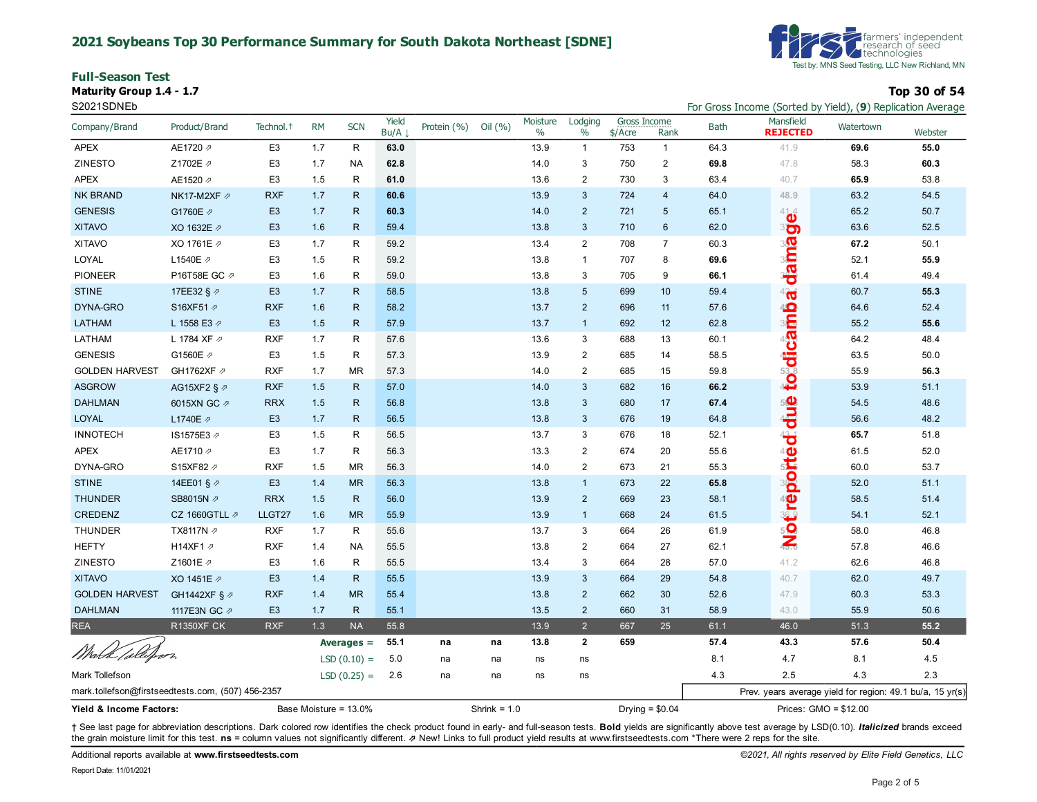## 2021 Soybeans Top 30 Performance Summary for South Dakota Northeast [SDNE]

farmers' independent research of seed technologies
Test by: MNS Seed Testing, LLC New Richland, MN

### Full-Season Test

**Maturity Group 1.4 - 1.7** — **Top 30 of 54**

S2021SDNEb — For Gross Income (Sorted by Yield), (**9**) Replication Average

| Company/Brand | Product/Brand | Technol.† | RM | SCN | Yield Bu/A ↓ | Protein (%) | Oil (%) | Moisture % | Lodging % | Gross Income $/Acre | Gross Income Rank | Bath | Mansfield **REJECTED** | Watertown | Webster |
|---|---|---|---|---|---|---|---|---|---|---|---|---|---|---|---|
| APEX | AE1720 ⇗ | E3 | 1.7 | R | **63.0** | | | 13.9 | 1 | 753 | 1 | 64.3 | 41.9 | **69.6** | **55.0** |
| ZINESTO | Z1702E ⇗ | E3 | 1.7 | NA | **62.8** | | | 14.0 | 3 | 750 | 2 | **69.8** | 47.8 | 58.3 | **60.3** |
| APEX | AE1520 ⇗ | E3 | 1.5 | R | **61.0** | | | 13.6 | 2 | 730 | 3 | 63.4 | 40.7 | **65.9** | 53.8 |
| NK BRAND | NK17-M2XF ⇗ | RXF | 1.7 | R | **60.6** | | | 13.9 | 3 | 724 | 4 | 64.0 | 48.9 | 63.2 | 54.5 |
| GENESIS | G1760E ⇗ | E3 | 1.7 | R | **60.3** | | | 14.0 | 2 | 721 | 5 | 65.1 | 41.4 | 65.2 | 50.7 |
| XITAVO | XO 1632E ⇗ | E3 | 1.6 | R | 59.4 | | | 13.8 | 3 | 710 | 6 | 62.0 | | 63.6 | 52.5 |
| XITAVO | XO 1761E ⇗ | E3 | 1.7 | R | 59.2 | | | 13.4 | 2 | 708 | 7 | 60.3 | | **67.2** | 50.1 |
| LOYAL | L1540E ⇗ | E3 | 1.5 | R | 59.2 | | | 13.8 | 1 | 707 | 8 | **69.6** | | 52.1 | **55.9** |
| PIONEER | P16T58E GC ⇗ | E3 | 1.6 | R | 59.0 | | | 13.8 | 3 | 705 | 9 | **66.1** | | 61.4 | 49.4 |
| STINE | 17EE32 § ⇗ | E3 | 1.7 | R | 58.5 | | | 13.8 | 5 | 699 | 10 | 59.4 | | 60.7 | **55.3** |
| DYNA-GRO | S16XF51 ⇗ | RXF | 1.6 | R | 58.2 | | | 13.7 | 2 | 696 | 11 | 57.6 | | 64.6 | 52.4 |
| LATHAM | L 1558 E3 ⇗ | E3 | 1.5 | R | 57.9 | | | 13.7 | 1 | 692 | 12 | 62.8 | | 55.2 | **55.6** |
| LATHAM | L 1784 XF ⇗ | RXF | 1.7 | R | 57.6 | | | 13.6 | 3 | 688 | 13 | 60.1 | | 64.2 | 48.4 |
| GENESIS | G1560E ⇗ | E3 | 1.5 | R | 57.3 | | | 13.9 | 2 | 685 | 14 | 58.5 | | 63.5 | 50.0 |
| GOLDEN HARVEST | GH1762XF ⇗ | RXF | 1.7 | MR | 57.3 | | | 14.0 | 2 | 685 | 15 | 59.8 | 53.8 | 55.9 | **56.3** |
| ASGROW | AG15XF2 § ⇗ | RXF | 1.5 | R | 57.0 | | | 14.0 | 3 | 682 | 16 | **66.2** | | 53.9 | 51.1 |
| DAHLMAN | 6015XN GC ⇗ | RRX | 1.5 | R | 56.8 | | | 13.8 | 3 | 680 | 17 | **67.4** | | 54.5 | 48.6 |
| LOYAL | L1740E ⇗ | E3 | 1.7 | R | 56.5 | | | 13.8 | 3 | 676 | 19 | 64.8 | | 56.6 | 48.2 |
| INNOTECH | IS1575E3 ⇗ | E3 | 1.5 | R | 56.5 | | | 13.7 | 3 | 676 | 18 | 52.1 | | **65.7** | 51.8 |
| APEX | AE1710 ⇗ | E3 | 1.7 | R | 56.3 | | | 13.3 | 2 | 674 | 20 | 55.6 | | 61.5 | 52.0 |
| DYNA-GRO | S15XF82 ⇗ | RXF | 1.5 | MR | 56.3 | | | 14.0 | 2 | 673 | 21 | 55.3 | | 60.0 | 53.7 |
| STINE | 14EE01 § ⇗ | E3 | 1.4 | MR | 56.3 | | | 13.8 | 1 | 673 | 22 | **65.8** | | 52.0 | 51.1 |
| THUNDER | SB8015N ⇗ | RRX | 1.5 | R | 56.0 | | | 13.9 | 2 | 669 | 23 | 58.1 | | 58.5 | 51.4 |
| CREDENZ | CZ 1660GTLL ⇗ | LLGT27 | 1.6 | MR | 55.9 | | | 13.9 | 1 | 668 | 24 | 61.5 | 36.9 | 54.1 | 52.1 |
| THUNDER | TX8117N ⇗ | RXF | 1.7 | R | 55.6 | | | 13.7 | 3 | 664 | 26 | 61.9 | | 58.0 | 46.8 |
| HEFTY | H14XF1 ⇗ | RXF | 1.4 | NA | 55.5 | | | 13.8 | 2 | 664 | 27 | 62.1 | | 57.8 | 46.6 |
| ZINESTO | Z1601E ⇗ | E3 | 1.6 | R | 55.5 | | | 13.4 | 3 | 664 | 28 | 57.0 | 41.2 | 62.6 | 46.8 |
| XITAVO | XO 1451E ⇗ | E3 | 1.4 | R | 55.5 | | | 13.9 | 3 | 664 | 29 | 54.8 | 40.7 | 62.0 | 49.7 |
| GOLDEN HARVEST | GH1442XF § ⇗ | RXF | 1.4 | MR | 55.4 | | | 13.8 | 2 | 662 | 30 | 52.6 | 47.9 | 60.3 | 53.3 |
| DAHLMAN | 1117E3N GC ⇗ | E3 | 1.7 | R | 55.1 | | | 13.5 | 2 | 660 | 31 | 58.9 | 43.0 | 55.9 | 50.6 |
| REA | R1350XF CK | RXF | 1.3 | NA | 55.8 | | | 13.9 | 2 | 667 | 25 | 61.1 | 46.0 | 51.3 | **55.2** |
| | | | | **Averages =** | **55.1** | **na** | **na** | **13.8** | **2** | **659** | | **57.4** | **43.3** | **57.6** | **50.4** |
| | | | | LSD (0.10) = | 5.0 | na | na | ns | ns | | | 8.1 | 4.7 | 8.1 | 4.5 |
| | | | | LSD (0.25) = | 2.6 | na | na | ns | ns | | | 4.3 | 2.5 | 4.3 | 2.3 |

Mansfield: **Not reported due to dicamba damage**

Mark Tollefson
mark.tollefson@firstseedtests.com, (507) 456-2357

Prev. years average yield for region: 49.1 bu/a, 15 yr(s)

**Yield & Income Factors:** Base Moisture = 13.0% Shrink = 1.0 Drying = $0.04 Prices: GMO = $12.00

† See last page for abbreviation descriptions. Dark colored row identifies the check product found in early- and full-season tests. **Bold** yields are significantly above test average by LSD(0.10). ***Italicized*** brands exceed the grain moisture limit for this test. **ns** = column values not significantly different. ⇗ New! Links to full product yield results at www.firstseedtests.com *There were 2 reps for the site.

Additional reports available at **www.firstseedtests.com**

*©2021, All rights reserved by Elite Field Genetics, LLC*

Report Date: 11/01/2021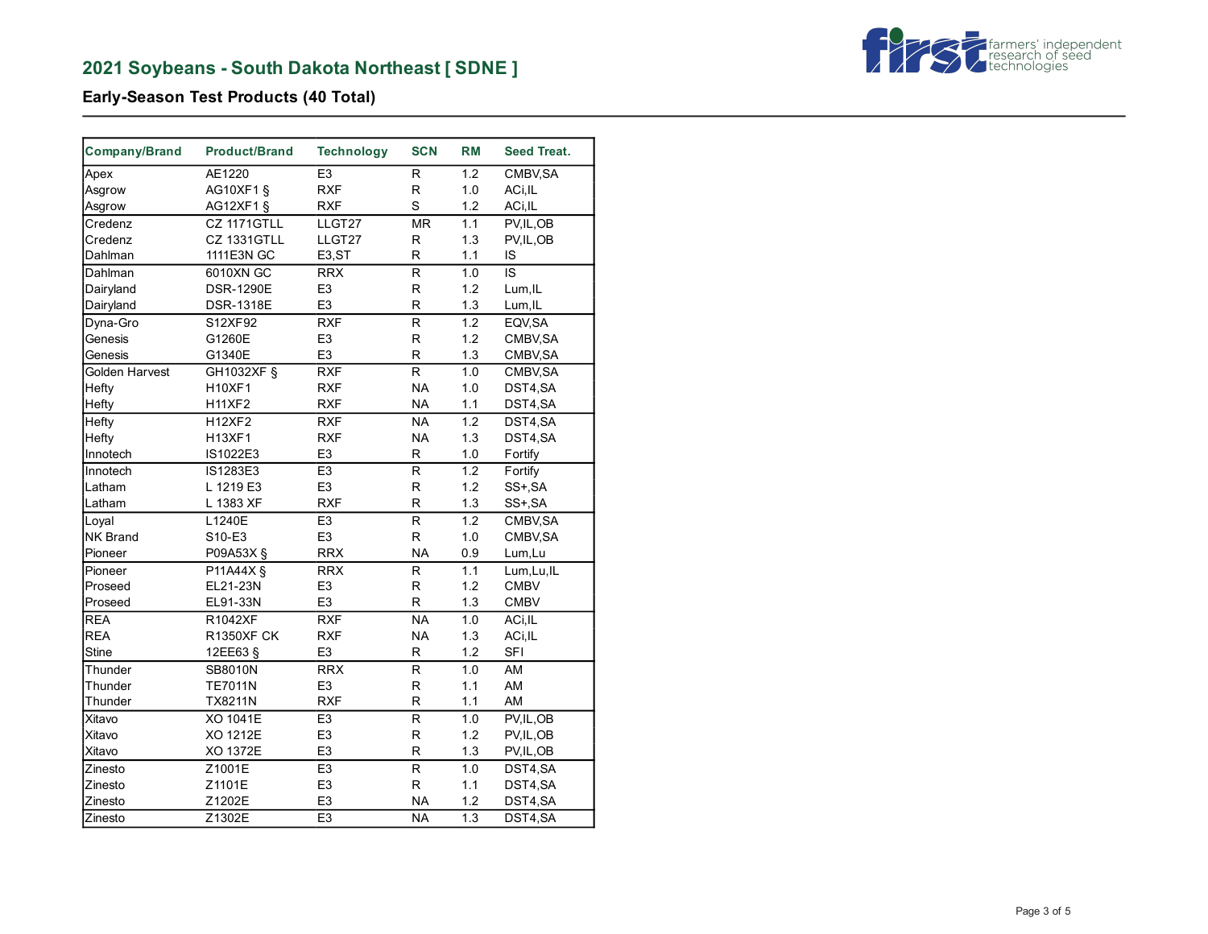## 2021 Soybeans - South Dakota Northeast [ SDNE ]

### Early-Season Test Products (40 Total)

| Company/Brand | Product/Brand | Technology | SCN | RM | Seed Treat. |
|---|---|---|---|---|---|
| Apex | AE1220 | E3 | R | 1.2 | CMBV,SA |
| Asgrow | AG10XF1 § | RXF | R | 1.0 | ACi,IL |
| Asgrow | AG12XF1 § | RXF | S | 1.2 | ACi,IL |
| Credenz | CZ 1171GTLL | LLGT27 | MR | 1.1 | PV,IL,OB |
| Credenz | CZ 1331GTLL | LLGT27 | R | 1.3 | PV,IL,OB |
| Dahlman | 1111E3N GC | E3,ST | R | 1.1 | IS |
| Dahlman | 6010XN GC | RRX | R | 1.0 | IS |
| Dairyland | DSR-1290E | E3 | R | 1.2 | Lum,IL |
| Dairyland | DSR-1318E | E3 | R | 1.3 | Lum,IL |
| Dyna-Gro | S12XF92 | RXF | R | 1.2 | EQV,SA |
| Genesis | G1260E | E3 | R | 1.2 | CMBV,SA |
| Genesis | G1340E | E3 | R | 1.3 | CMBV,SA |
| Golden Harvest | GH1032XF § | RXF | R | 1.0 | CMBV,SA |
| Hefty | H10XF1 | RXF | NA | 1.0 | DST4,SA |
| Hefty | H11XF2 | RXF | NA | 1.1 | DST4,SA |
| Hefty | H12XF2 | RXF | NA | 1.2 | DST4,SA |
| Hefty | H13XF1 | RXF | NA | 1.3 | DST4,SA |
| Innotech | IS1022E3 | E3 | R | 1.0 | Fortify |
| Innotech | IS1283E3 | E3 | R | 1.2 | Fortify |
| Latham | L 1219 E3 | E3 | R | 1.2 | SS+,SA |
| Latham | L 1383 XF | RXF | R | 1.3 | SS+,SA |
| Loyal | L1240E | E3 | R | 1.2 | CMBV,SA |
| NK Brand | S10-E3 | E3 | R | 1.0 | CMBV,SA |
| Pioneer | P09A53X § | RRX | NA | 0.9 | Lum,Lu |
| Pioneer | P11A44X § | RRX | R | 1.1 | Lum,Lu,IL |
| Proseed | EL21-23N | E3 | R | 1.2 | CMBV |
| Proseed | EL91-33N | E3 | R | 1.3 | CMBV |
| REA | R1042XF | RXF | NA | 1.0 | ACi,IL |
| REA | R1350XF CK | RXF | NA | 1.3 | ACi,IL |
| Stine | 12EE63 § | E3 | R | 1.2 | SFI |
| Thunder | SB8010N | RRX | R | 1.0 | AM |
| Thunder | TE7011N | E3 | R | 1.1 | AM |
| Thunder | TX8211N | RXF | R | 1.1 | AM |
| Xitavo | XO 1041E | E3 | R | 1.0 | PV,IL,OB |
| Xitavo | XO 1212E | E3 | R | 1.2 | PV,IL,OB |
| Xitavo | XO 1372E | E3 | R | 1.3 | PV,IL,OB |
| Zinesto | Z1001E | E3 | R | 1.0 | DST4,SA |
| Zinesto | Z1101E | E3 | R | 1.1 | DST4,SA |
| Zinesto | Z1202E | E3 | NA | 1.2 | DST4,SA |
| Zinesto | Z1302E | E3 | NA | 1.3 | DST4,SA |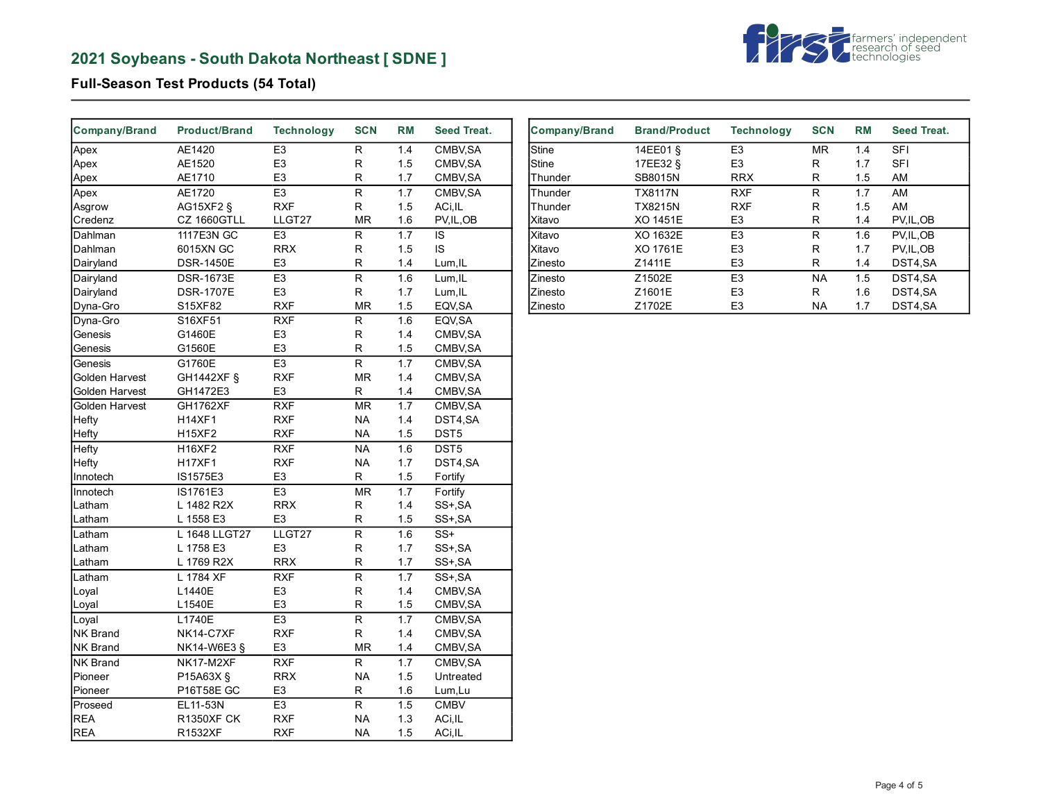## 2021 Soybeans - South Dakota Northeast [ SDNE ]

### Full-Season Test Products (54 Total)

| Company/Brand | Product/Brand | Technology | SCN | RM | Seed Treat. |
|---|---|---|---|---|---|
| Apex | AE1420 | E3 | R | 1.4 | CMBV,SA |
| Apex | AE1520 | E3 | R | 1.5 | CMBV,SA |
| Apex | AE1710 | E3 | R | 1.7 | CMBV,SA |
| Apex | AE1720 | E3 | R | 1.7 | CMBV,SA |
| Asgrow | AG15XF2 § | RXF | R | 1.5 | ACi,IL |
| Credenz | CZ 1660GTLL | LLGT27 | MR | 1.6 | PV,IL,OB |
| Dahlman | 1117E3N GC | E3 | R | 1.7 | IS |
| Dahlman | 6015XN GC | RRX | R | 1.5 | IS |
| Dairyland | DSR-1450E | E3 | R | 1.4 | Lum,IL |
| Dairyland | DSR-1673E | E3 | R | 1.6 | Lum,IL |
| Dairyland | DSR-1707E | E3 | R | 1.7 | Lum,IL |
| Dyna-Gro | S15XF82 | RXF | MR | 1.5 | EQV,SA |
| Dyna-Gro | S16XF51 | RXF | R | 1.6 | EQV,SA |
| Genesis | G1460E | E3 | R | 1.4 | CMBV,SA |
| Genesis | G1560E | E3 | R | 1.5 | CMBV,SA |
| Genesis | G1760E | E3 | R | 1.7 | CMBV,SA |
| Golden Harvest | GH1442XF § | RXF | MR | 1.4 | CMBV,SA |
| Golden Harvest | GH1472E3 | E3 | R | 1.4 | CMBV,SA |
| Golden Harvest | GH1762XF | RXF | MR | 1.7 | CMBV,SA |
| Hefty | H14XF1 | RXF | NA | 1.4 | DST4,SA |
| Hefty | H15XF2 | RXF | NA | 1.5 | DST5 |
| Hefty | H16XF2 | RXF | NA | 1.6 | DST5 |
| Hefty | H17XF1 | RXF | NA | 1.7 | DST4,SA |
| Innotech | IS1575E3 | E3 | R | 1.5 | Fortify |
| Innotech | IS1761E3 | E3 | MR | 1.7 | Fortify |
| Latham | L 1482 R2X | RRX | R | 1.4 | SS+,SA |
| Latham | L 1558 E3 | E3 | R | 1.5 | SS+,SA |
| Latham | L 1648 LLGT27 | LLGT27 | R | 1.6 | SS+ |
| Latham | L 1758 E3 | E3 | R | 1.7 | SS+,SA |
| Latham | L 1769 R2X | RRX | R | 1.7 | SS+,SA |
| Latham | L 1784 XF | RXF | R | 1.7 | SS+,SA |
| Loyal | L1440E | E3 | R | 1.4 | CMBV,SA |
| Loyal | L1540E | E3 | R | 1.5 | CMBV,SA |
| Loyal | L1740E | E3 | R | 1.7 | CMBV,SA |
| NK Brand | NK14-C7XF | RXF | R | 1.4 | CMBV,SA |
| NK Brand | NK14-W6E3 § | E3 | MR | 1.4 | CMBV,SA |
| NK Brand | NK17-M2XF | RXF | R | 1.7 | CMBV,SA |
| Pioneer | P15A63X § | RRX | NA | 1.5 | Untreated |
| Pioneer | P16T58E GC | E3 | R | 1.6 | Lum,Lu |
| Proseed | EL11-53N | E3 | R | 1.5 | CMBV |
| REA | R1350XF CK | RXF | NA | 1.3 | ACi,IL |
| REA | R1532XF | RXF | NA | 1.5 | ACi,IL |

| Company/Brand | Brand/Product | Technology | SCN | RM | Seed Treat. |
|---|---|---|---|---|---|
| Stine | 14EE01 § | E3 | MR | 1.4 | SFI |
| Stine | 17EE32 § | E3 | R | 1.7 | SFI |
| Thunder | SB8015N | RRX | R | 1.5 | AM |
| Thunder | TX8117N | RXF | R | 1.7 | AM |
| Thunder | TX8215N | RXF | R | 1.5 | AM |
| Xitavo | XO 1451E | E3 | R | 1.4 | PV,IL,OB |
| Xitavo | XO 1632E | E3 | R | 1.6 | PV,IL,OB |
| Xitavo | XO 1761E | E3 | R | 1.7 | PV,IL,OB |
| Zinesto | Z1411E | E3 | R | 1.4 | DST4,SA |
| Zinesto | Z1502E | E3 | NA | 1.5 | DST4,SA |
| Zinesto | Z1601E | E3 | R | 1.6 | DST4,SA |
| Zinesto | Z1702E | E3 | NA | 1.7 | DST4,SA |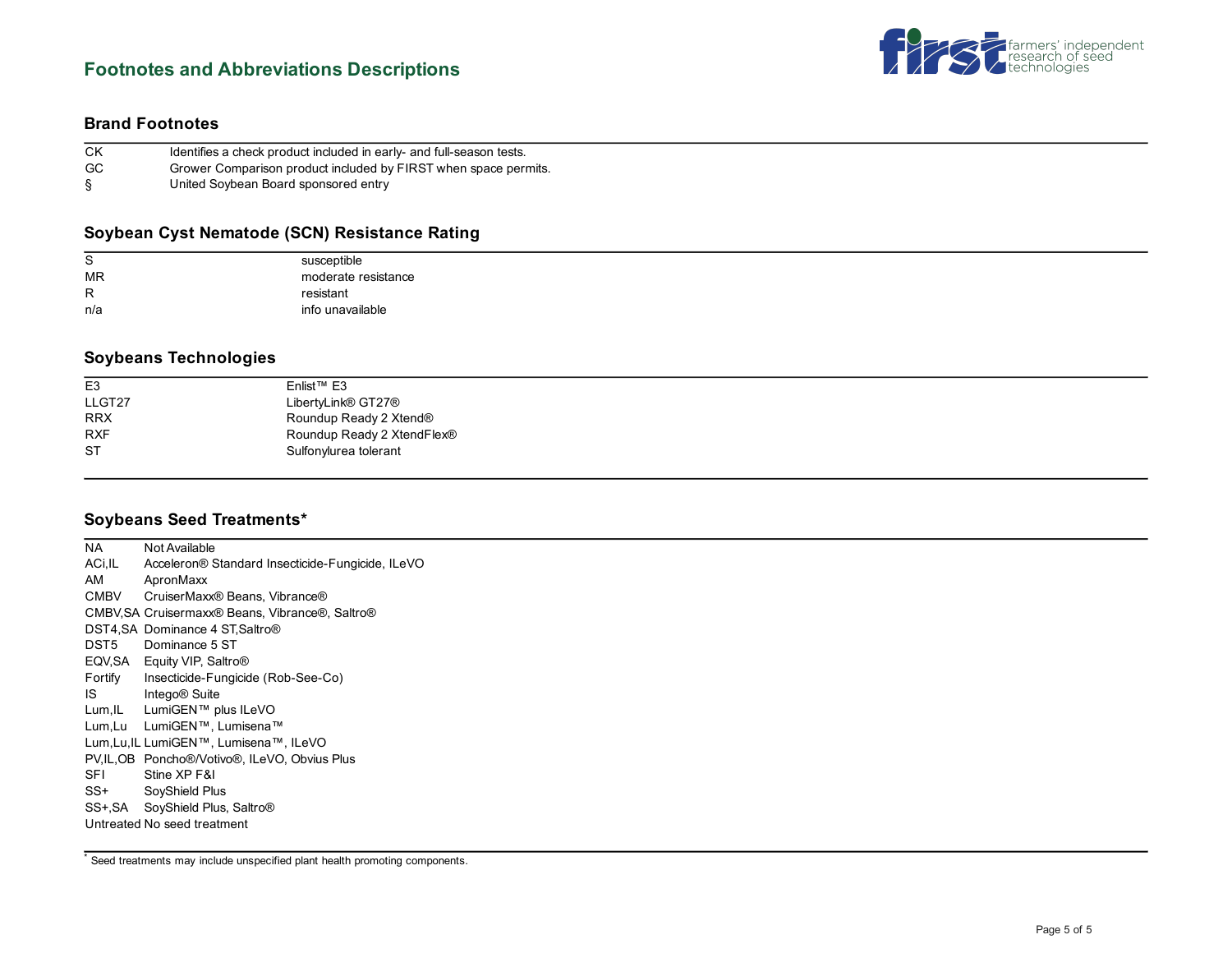# Footnotes and Abbreviations Descriptions

## Brand Footnotes

| | |
|---|---|
| CK | Identifies a check product included in early- and full-season tests. |
| GC | Grower Comparison product included by FIRST when space permits. |
| § | United Soybean Board sponsored entry |

## Soybean Cyst Nematode (SCN) Resistance Rating

| | |
|---|---|
| S | susceptible |
| MR | moderate resistance |
| R | resistant |
| n/a | info unavailable |

## Soybeans Technologies

| | |
|---|---|
| E3 | Enlist™ E3 |
| LLGT27 | LibertyLink® GT27® |
| RRX | Roundup Ready 2 Xtend® |
| RXF | Roundup Ready 2 XtendFlex® |
| ST | Sulfonylurea tolerant |

## Soybeans Seed Treatments*

| | |
|---|---|
| NA | Not Available |
| ACi,IL | Acceleron® Standard Insecticide-Fungicide, ILeVO |
| AM | ApronMaxx |
| CMBV | CruiserMaxx® Beans, Vibrance® |
| CMBV,SA | Cruisermaxx® Beans, Vibrance®, Saltro® |
| DST4,SA | Dominance 4 ST,Saltro® |
| DST5 | Dominance 5 ST |
| EQV,SA | Equity VIP, Saltro® |
| Fortify | Insecticide-Fungicide (Rob-See-Co) |
| IS | Intego® Suite |
| Lum,IL | LumiGEN™ plus ILeVO |
| Lum,Lu | LumiGEN™, Lumisena™ |
| Lum,Lu,IL | LumiGEN™, Lumisena™, ILeVO |
| PV,IL,OB | Poncho®/Votivo®, ILeVO, Obvius Plus |
| SFI | Stine XP F&I |
| SS+ | SoyShield Plus |
| SS+,SA | SoyShield Plus, Saltro® |
| Untreated | No seed treatment |

* Seed treatments may include unspecified plant health promoting components.